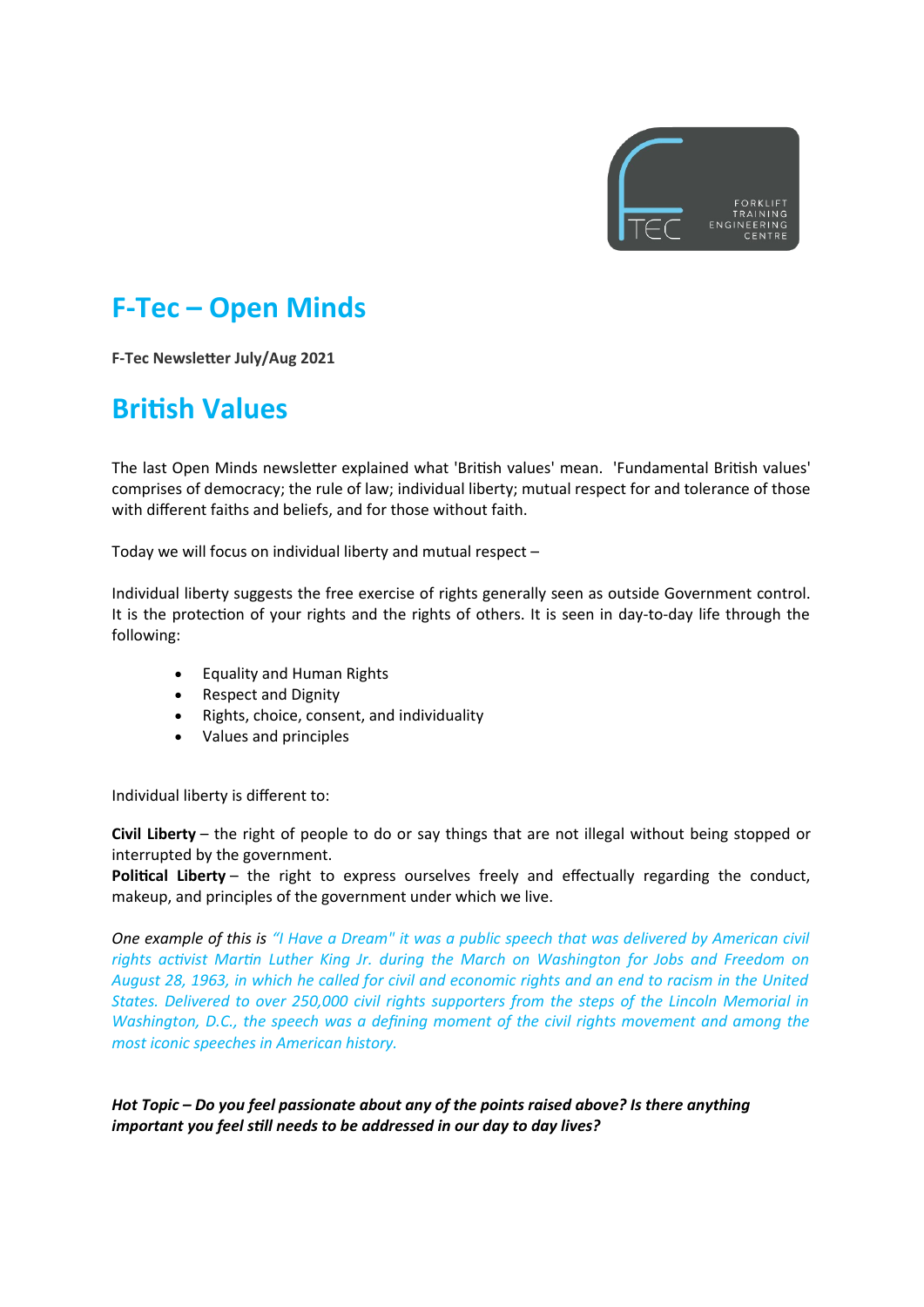# F-Tec – Open Minds

**F-Tec Newsletter July/Aug 2021**

## British Values

The last Open Minds newsletter explained what 'British values' mean. 'Fundamental British values' comprises of democracy; the rule of law; individual liberty; mutual respect for and tolerance of those with different faiths and beliefs, and for those without faith.

Today we will focus on individual liberty and mutual respect –

Individual liberty suggests the free exercise of rights generally seen as outside Government control. It is the protection of your rights and the rights of others. It is seen in day-to-day life through the following:

- Equality and Human Rights
- Respect and Dignity
- Rights, choice, consent, and individuality
- Values and principles

Individual liberty is different to:

**Civil Liberty** – the right of people to do or say things that are not illegal without being stopped or interrupted by the government.
**Political Liberty** – the right to express ourselves freely and effectually regarding the conduct, makeup, and principles of the government under which we live.

*One example of this is "I Have a Dream" it was a public speech that was delivered by American civil rights activist Martin Luther King Jr. during the March on Washington for Jobs and Freedom on August 28, 1963, in which he called for civil and economic rights and an end to racism in the United States. Delivered to over 250,000 civil rights supporters from the steps of the Lincoln Memorial in Washington, D.C., the speech was a defining moment of the civil rights movement and among the most iconic speeches in American history.*

***Hot Topic – Do you feel passionate about any of the points raised above? Is there anything important you feel still needs to be addressed in our day to day lives?***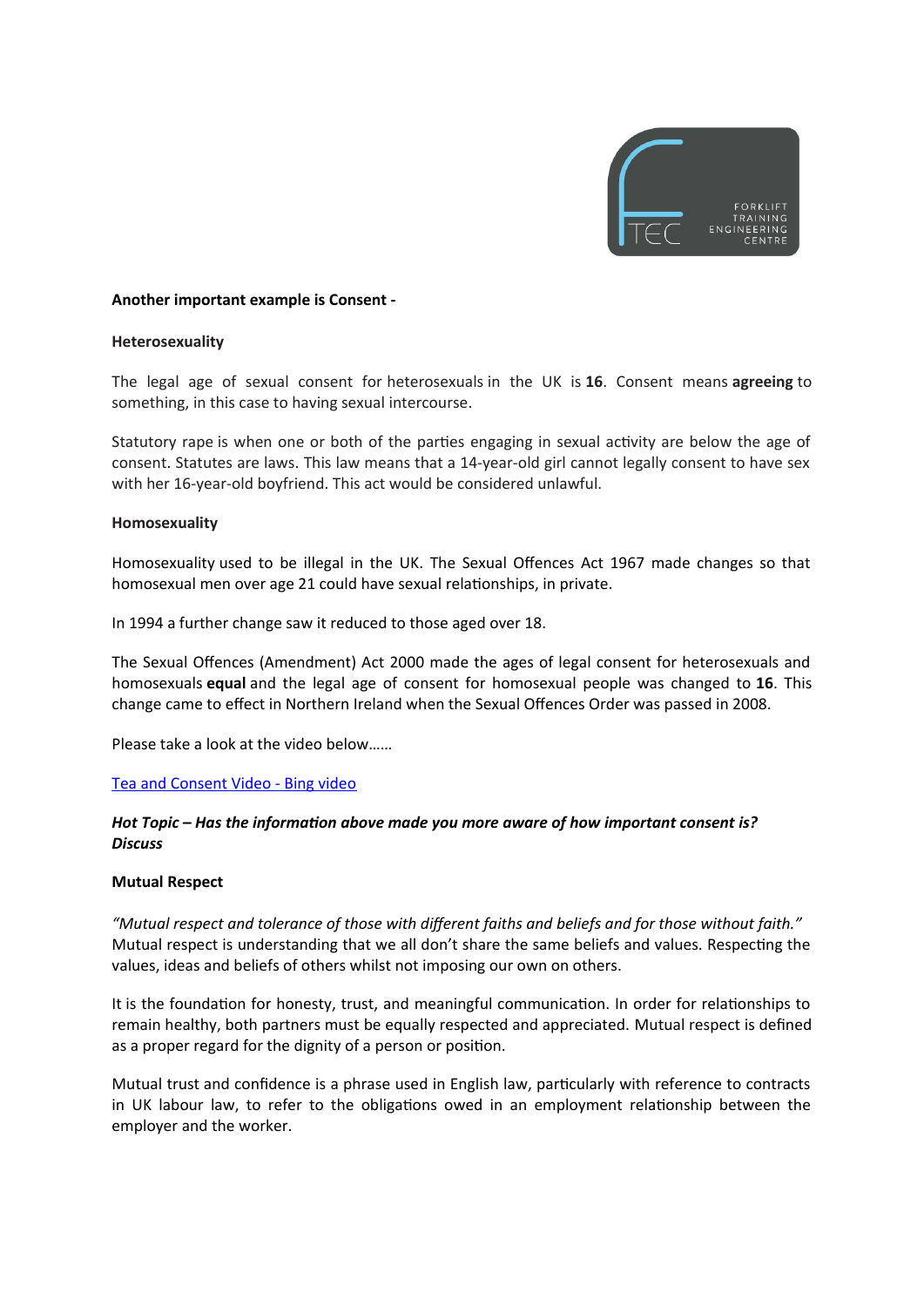**Another important example is Consent -**

**Heterosexuality**

The legal age of sexual consent for heterosexuals in the UK is **16**. Consent means **agreeing** to something, in this case to having sexual intercourse.

Statutory rape is when one or both of the parties engaging in sexual activity are below the age of consent. Statutes are laws. This law means that a 14-year-old girl cannot legally consent to have sex with her 16-year-old boyfriend. This act would be considered unlawful.

**Homosexuality**

Homosexuality used to be illegal in the UK. The Sexual Offences Act 1967 made changes so that homosexual men over age 21 could have sexual relationships, in private.

In 1994 a further change saw it reduced to those aged over 18.

The Sexual Offences (Amendment) Act 2000 made the ages of legal consent for heterosexuals and homosexuals **equal** and the legal age of consent for homosexual people was changed to **16**. This change came to effect in Northern Ireland when the Sexual Offences Order was passed in 2008.

Please take a look at the video below……

Tea and Consent Video - Bing video

***Hot Topic – Has the information above made you more aware of how important consent is? Discuss***

**Mutual Respect**

*"Mutual respect and tolerance of those with different faiths and beliefs and for those without faith."* Mutual respect is understanding that we all don't share the same beliefs and values. Respecting the values, ideas and beliefs of others whilst not imposing our own on others.

It is the foundation for honesty, trust, and meaningful communication. In order for relationships to remain healthy, both partners must be equally respected and appreciated. Mutual respect is defined as a proper regard for the dignity of a person or position.

Mutual trust and confidence is a phrase used in English law, particularly with reference to contracts in UK labour law, to refer to the obligations owed in an employment relationship between the employer and the worker.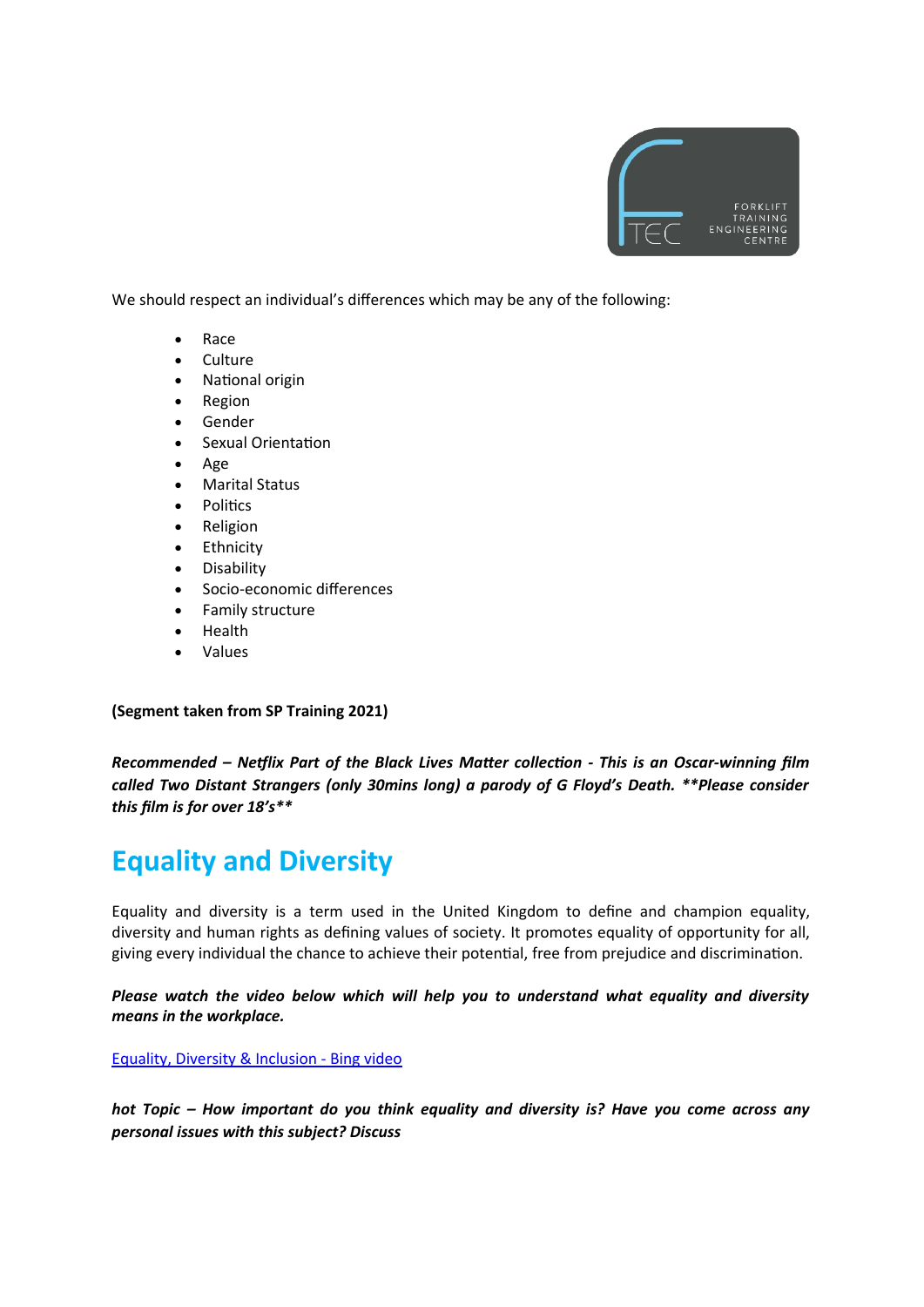We should respect an individual's differences which may be any of the following:

- Race
- Culture
- National origin
- Region
- Gender
- Sexual Orientation
- Age
- Marital Status
- Politics
- Religion
- Ethnicity
- Disability
- Socio-economic differences
- Family structure
- Health
- Values

**(Segment taken from SP Training 2021)**

***Recommended – Netflix Part of the Black Lives Matter collection - This is an Oscar-winning film called Two Distant Strangers (only 30mins long) a parody of G Floyd's Death. **Please consider this film is for over 18's*****

## Equality and Diversity

Equality and diversity is a term used in the United Kingdom to define and champion equality, diversity and human rights as defining values of society. It promotes equality of opportunity for all, giving every individual the chance to achieve their potential, free from prejudice and discrimination.

***Please watch the video below which will help you to understand what equality and diversity means in the workplace.***

[Equality, Diversity & Inclusion - Bing video]()

***hot Topic – How important do you think equality and diversity is? Have you come across any personal issues with this subject? Discuss***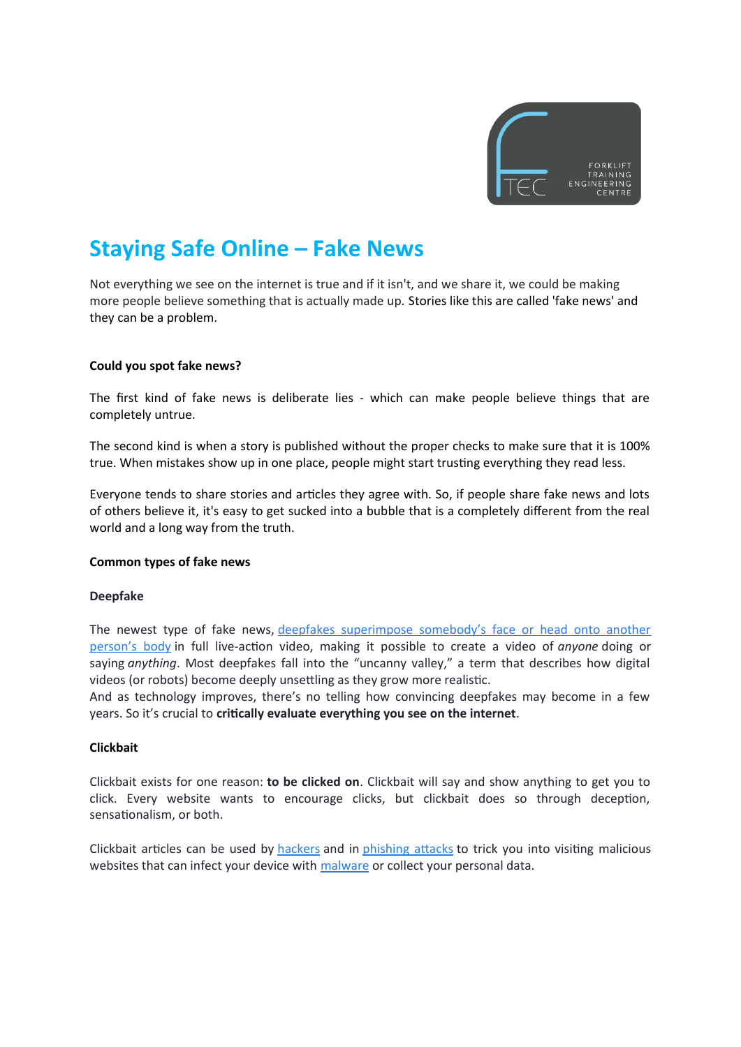# Staying Safe Online – Fake News

Not everything we see on the internet is true and if it isn't, and we share it, we could be making more people believe something that is actually made up. Stories like this are called 'fake news' and they can be a problem.

**Could you spot fake news?**

The first kind of fake news is deliberate lies - which can make people believe things that are completely untrue.

The second kind is when a story is published without the proper checks to make sure that it is 100% true. When mistakes show up in one place, people might start trusting everything they read less.

Everyone tends to share stories and articles they agree with. So, if people share fake news and lots of others believe it, it's easy to get sucked into a bubble that is a completely different from the real world and a long way from the truth.

**Common types of fake news**

**Deepfake**

The newest type of fake news, deepfakes superimpose somebody's face or head onto another person's body in full live-action video, making it possible to create a video of *anyone* doing or saying *anything*. Most deepfakes fall into the "uncanny valley," a term that describes how digital videos (or robots) become deeply unsettling as they grow more realistic.
And as technology improves, there's no telling how convincing deepfakes may become in a few years. So it's crucial to **critically evaluate everything you see on the internet**.

**Clickbait**

Clickbait exists for one reason: **to be clicked on**. Clickbait will say and show anything to get you to click. Every website wants to encourage clicks, but clickbait does so through deception, sensationalism, or both.

Clickbait articles can be used by hackers and in phishing attacks to trick you into visiting malicious websites that can infect your device with malware or collect your personal data.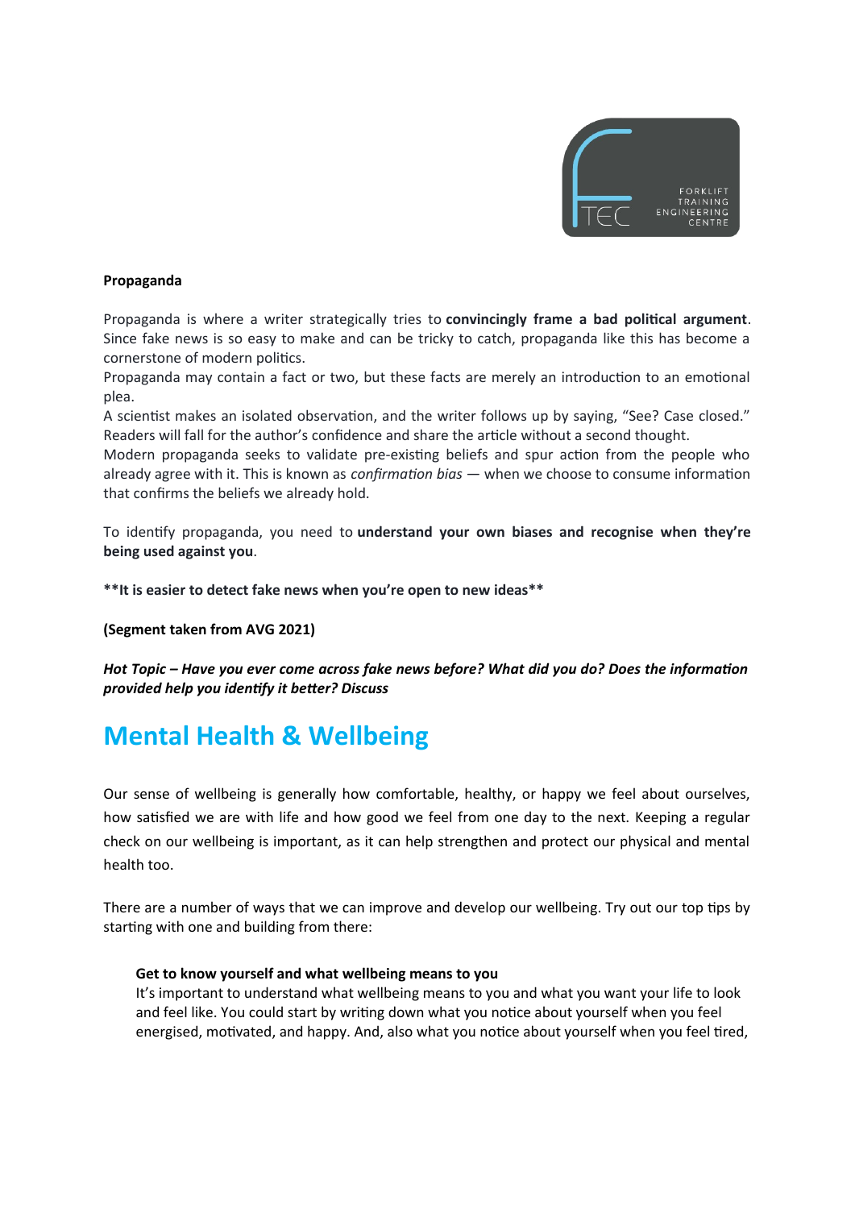**Propaganda**

Propaganda is where a writer strategically tries to **convincingly frame a bad political argument**. Since fake news is so easy to make and can be tricky to catch, propaganda like this has become a cornerstone of modern politics.

Propaganda may contain a fact or two, but these facts are merely an introduction to an emotional plea.

A scientist makes an isolated observation, and the writer follows up by saying, "See? Case closed." Readers will fall for the author's confidence and share the article without a second thought.

Modern propaganda seeks to validate pre-existing beliefs and spur action from the people who already agree with it. This is known as *confirmation bias* — when we choose to consume information that confirms the beliefs we already hold.

To identify propaganda, you need to **understand your own biases and recognise when they're being used against you**.

****It is easier to detect fake news when you're open to new ideas****

**(Segment taken from AVG 2021)**

***Hot Topic – Have you ever come across fake news before? What did you do? Does the information provided help you identify it better? Discuss***

# Mental Health & Wellbeing

Our sense of wellbeing is generally how comfortable, healthy, or happy we feel about ourselves, how satisfied we are with life and how good we feel from one day to the next. Keeping a regular check on our wellbeing is important, as it can help strengthen and protect our physical and mental health too.

There are a number of ways that we can improve and develop our wellbeing. Try out our top tips by starting with one and building from there:

**Get to know yourself and what wellbeing means to you**
It's important to understand what wellbeing means to you and what you want your life to look and feel like. You could start by writing down what you notice about yourself when you feel energised, motivated, and happy. And, also what you notice about yourself when you feel tired,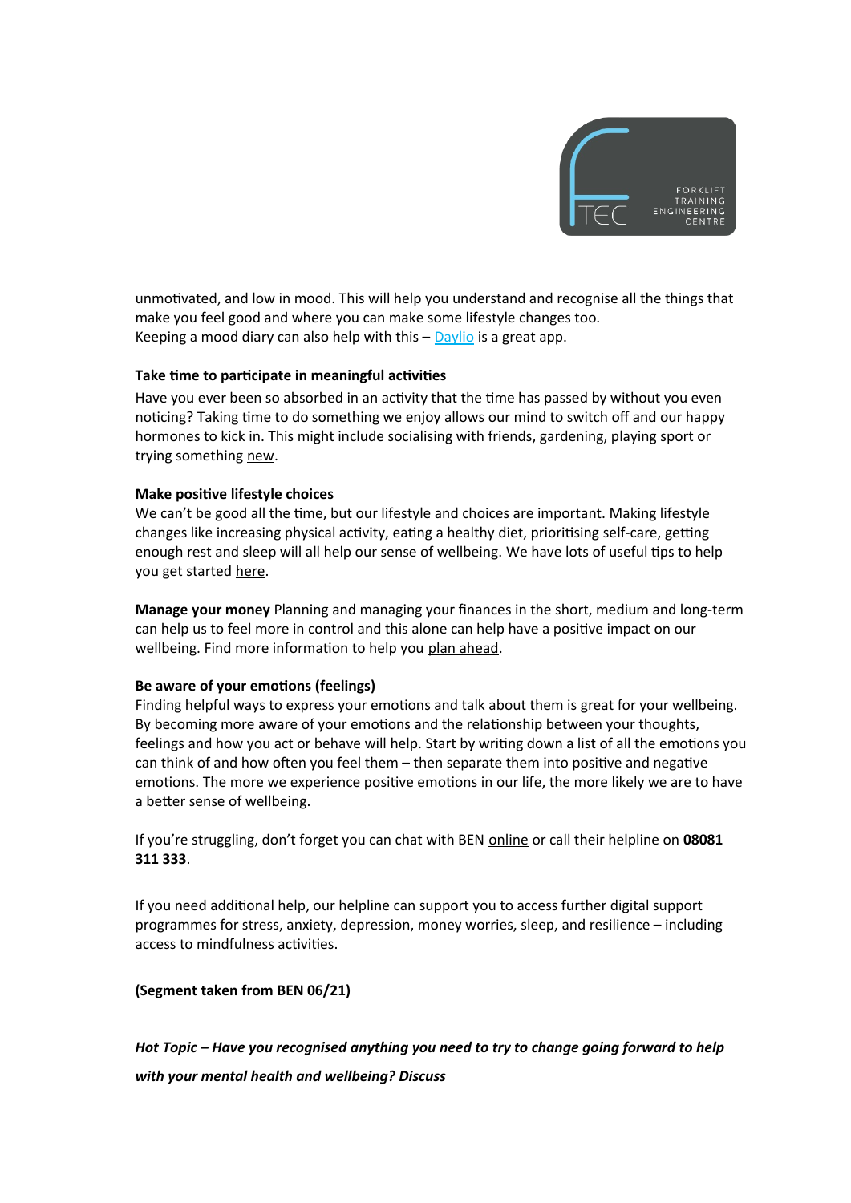unmotivated, and low in mood. This will help you understand and recognise all the things that make you feel good and where you can make some lifestyle changes too.
Keeping a mood diary can also help with this – Daylio is a great app.

**Take time to participate in meaningful activities**

Have you ever been so absorbed in an activity that the time has passed by without you even noticing? Taking time to do something we enjoy allows our mind to switch off and our happy hormones to kick in. This might include socialising with friends, gardening, playing sport or trying something new.

**Make positive lifestyle choices**

We can't be good all the time, but our lifestyle and choices are important. Making lifestyle changes like increasing physical activity, eating a healthy diet, prioritising self-care, getting enough rest and sleep will all help our sense of wellbeing. We have lots of useful tips to help you get started here.

**Manage your money** Planning and managing your finances in the short, medium and long-term can help us to feel more in control and this alone can help have a positive impact on our wellbeing. Find more information to help you plan ahead.

**Be aware of your emotions (feelings)**

Finding helpful ways to express your emotions and talk about them is great for your wellbeing. By becoming more aware of your emotions and the relationship between your thoughts, feelings and how you act or behave will help. Start by writing down a list of all the emotions you can think of and how often you feel them – then separate them into positive and negative emotions. The more we experience positive emotions in our life, the more likely we are to have a better sense of wellbeing.

If you're struggling, don't forget you can chat with BEN online or call their helpline on **08081 311 333**.

If you need additional help, our helpline can support you to access further digital support programmes for stress, anxiety, depression, money worries, sleep, and resilience – including access to mindfulness activities.

**(Segment taken from BEN 06/21)**

***Hot Topic – Have you recognised anything you need to try to change going forward to help with your mental health and wellbeing? Discuss***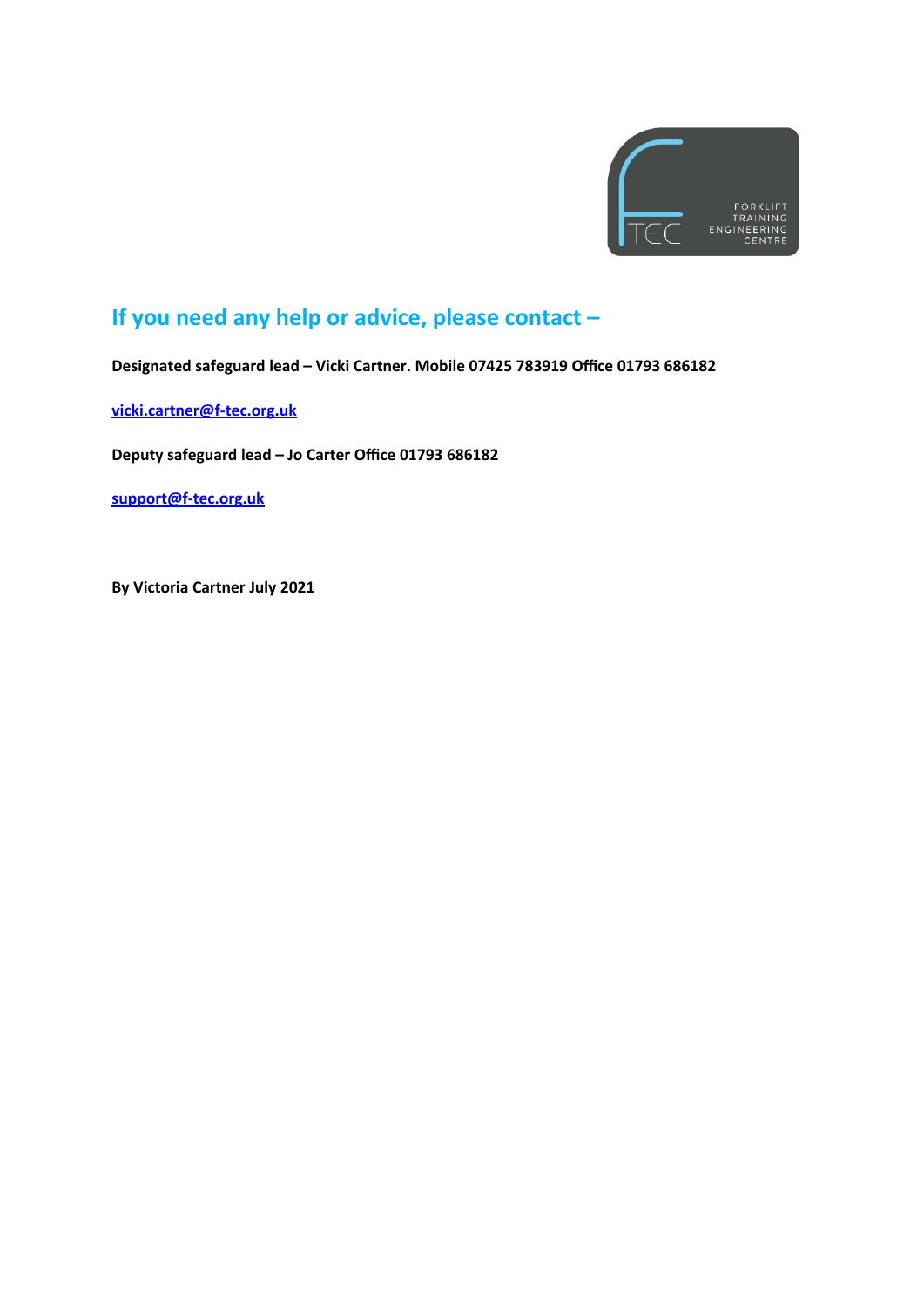## If you need any help or advice, please contact –

**Designated safeguard lead – Vicki Cartner. Mobile 07425 783919 Office 01793 686182**

**vicki.cartner@f-tec.org.uk**

**Deputy safeguard lead – Jo Carter Office 01793 686182**

**support@f-tec.org.uk**

**By Victoria Cartner July 2021**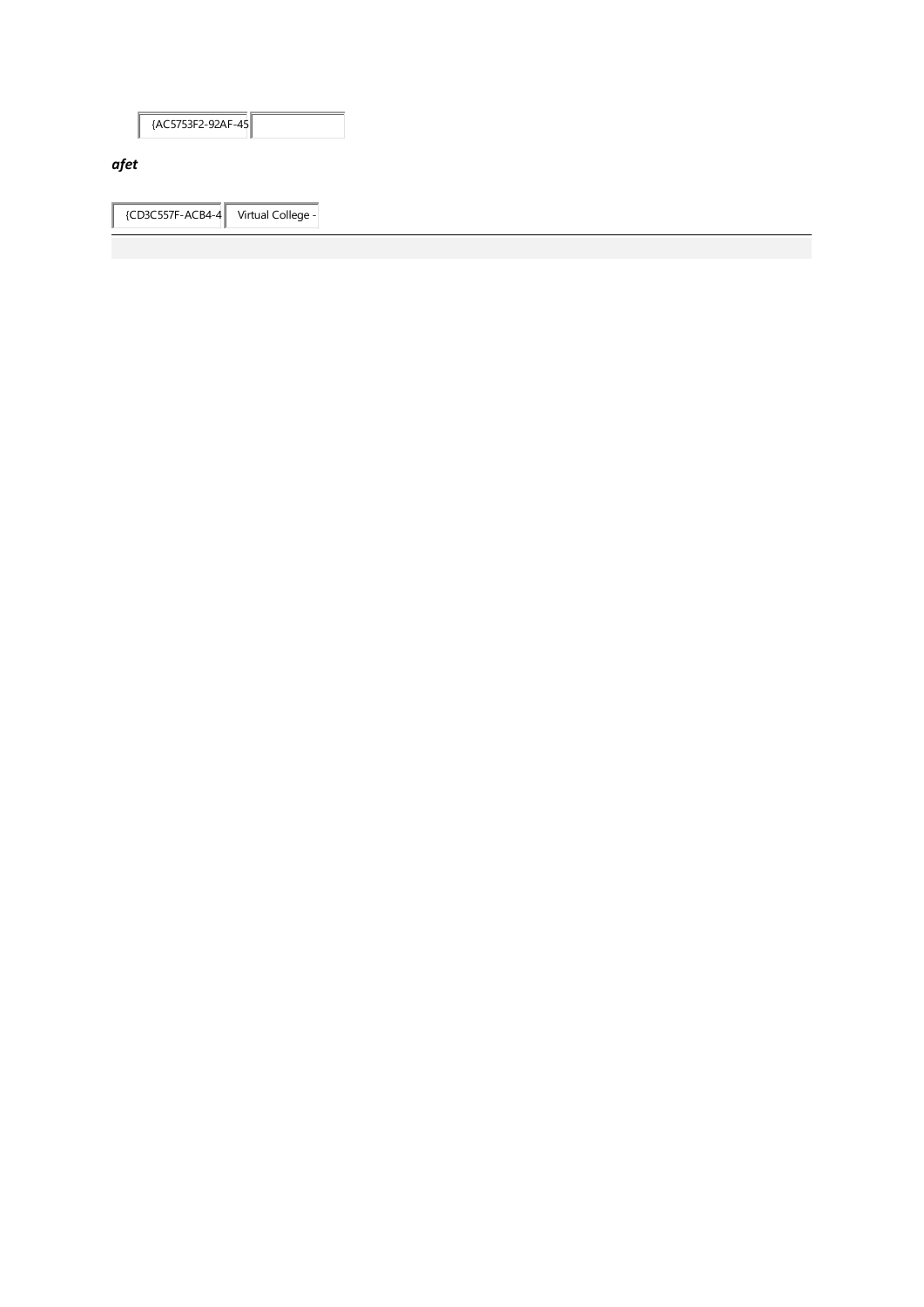| | |
|---|---|
| {AC5753F2-92AF-45 | |

***afet***

| | |
|---|---|
| {CD3C557F-ACB4-4 | Virtual College - |

---